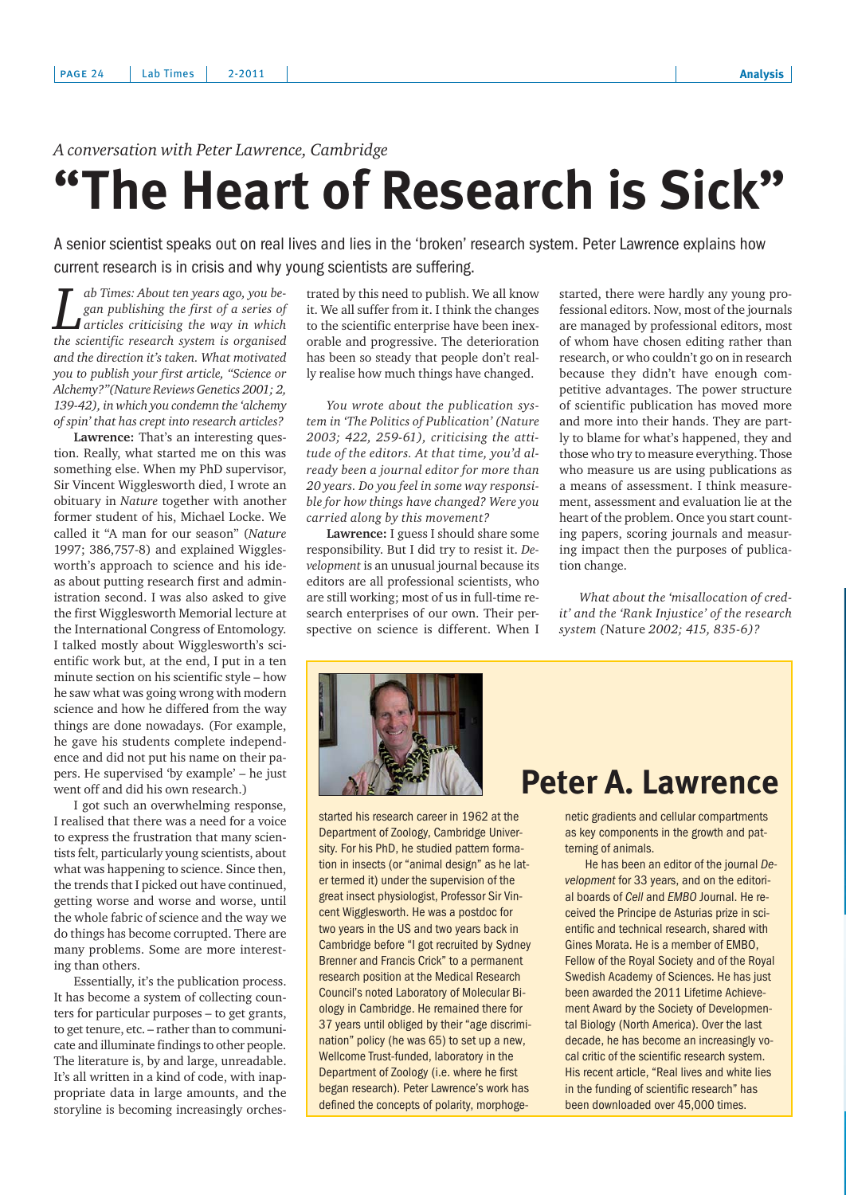*A conversation with Peter Lawrence, Cambridge*

# "The Heart of Research is Sick"

A senior scientist speaks out on real lives and lies in the 'broken' research system. Peter Lawrence explains how current research is in crisis and why young scientists are suffering.

*Lab Times: About ten years ago, you began publishing the first of a series of articles criticising the way in which the scientific research system is organised and the direction it's taken. What motivated you to publish your first article, "Science or Alchemy?"(Nature Reviews Genetics 2001; 2, 139-42), in which you condemn the 'alchemy of spin' that has crept into research articles?*

**Lawrence:** That's an interesting question. Really, what started me on this was something else. When my PhD supervisor, Sir Vincent Wigglesworth died, I wrote an obituary in *Nature* together with another former student of his, Michael Locke. We called it "A man for our season" (*Nature* 1997; 386,757-8) and explained Wigglesworth's approach to science and his ideas about putting research first and administration second. I was also asked to give the first Wigglesworth Memorial lecture at the International Congress of Entomology. I talked mostly about Wigglesworth's scientific work but, at the end, I put in a ten minute section on his scientific style – how he saw what was going wrong with modern science and how he differed from the way things are done nowadays. (For example, he gave his students complete independence and did not put his name on their papers. He supervised 'by example' – he just went off and did his own research.)

I got such an overwhelming response, I realised that there was a need for a voice to express the frustration that many scientists felt, particularly young scientists, about what was happening to science. Since then, the trends that I picked out have continued, getting worse and worse and worse, until the whole fabric of science and the way we do things has become corrupted. There are many problems. Some are more interesting than others.

Essentially, it's the publication process. It has become a system of collecting counters for particular purposes – to get grants, to get tenure, etc. – rather than to communicate and illuminate findings to other people. The literature is, by and large, unreadable. It's all written in a kind of code, with inappropriate data in large amounts, and the storyline is becoming increasingly orchestrated by this need to publish. We all know it. We all suffer from it. I think the changes to the scientific enterprise have been inexorable and progressive. The deterioration has been so steady that people don't really realise how much things have changed.

*You wrote about the publication system in 'The Politics of Publication' (Nature 2003; 422, 259-61), criticising the attitude of the editors. At that time, you'd already been a journal editor for more than 20 years. Do you feel in some way responsible for how things have changed? Were you carried along by this movement?*

**Lawrence:** I guess I should share some responsibility. But I did try to resist it. *Development* is an unusual journal because its editors are all professional scientists, who are still working; most of us in full-time research enterprises of our own. Their perspective on science is different. When I started, there were hardly any young professional editors. Now, most of the journals are managed by professional editors, most of whom have chosen editing rather than research, or who couldn't go on in research because they didn't have enough competitive advantages. The power structure of scientific publication has moved more and more into their hands. They are partly to blame for what's happened, they and those who try to measure everything. Those who measure us are using publications as a means of assessment. I think measurement, assessment and evaluation lie at the heart of the problem. Once you start counting papers, scoring journals and measuring impact then the purposes of publication change.

*What about the 'misallocation of credit' and the 'Rank Injustice' of the research system (*Nature *2002; 415, 835-6)?*

## Peter A. Lawrence

started his research career in 1962 at the Department of Zoology, Cambridge University. For his PhD, he studied pattern formation in insects (or "animal design" as he later termed it) under the supervision of the great insect physiologist, Professor Sir Vincent Wigglesworth. He was a postdoc for two years in the US and two years back in Cambridge before "I got recruited by Sydney Brenner and Francis Crick" to a permanent research position at the Medical Research Council's noted Laboratory of Molecular Biology in Cambridge. He remained there for 37 years until obliged by their "age discrimination" policy (he was 65) to set up a new, Wellcome Trust-funded, laboratory in the Department of Zoology (i.e. where he first began research). Peter Lawrence's work has defined the concepts of polarity, morphogenetic gradients and cellular compartments as key components in the growth and patterning of animals.

He has been an editor of the journal *Development* for 33 years, and on the editorial boards of *Cell* and *EMBO* Journal. He received the Principe de Asturias prize in scientific and technical research, shared with Gines Morata. He is a member of EMBO, Fellow of the Royal Society and of the Royal Swedish Academy of Sciences. He has just been awarded the 2011 Lifetime Achievement Award by the Society of Developmental Biology (North America). Over the last decade, he has become an increasingly vocal critic of the scientific research system. His recent article, "Real lives and white lies in the funding of scientific research" has been downloaded over 45,000 times.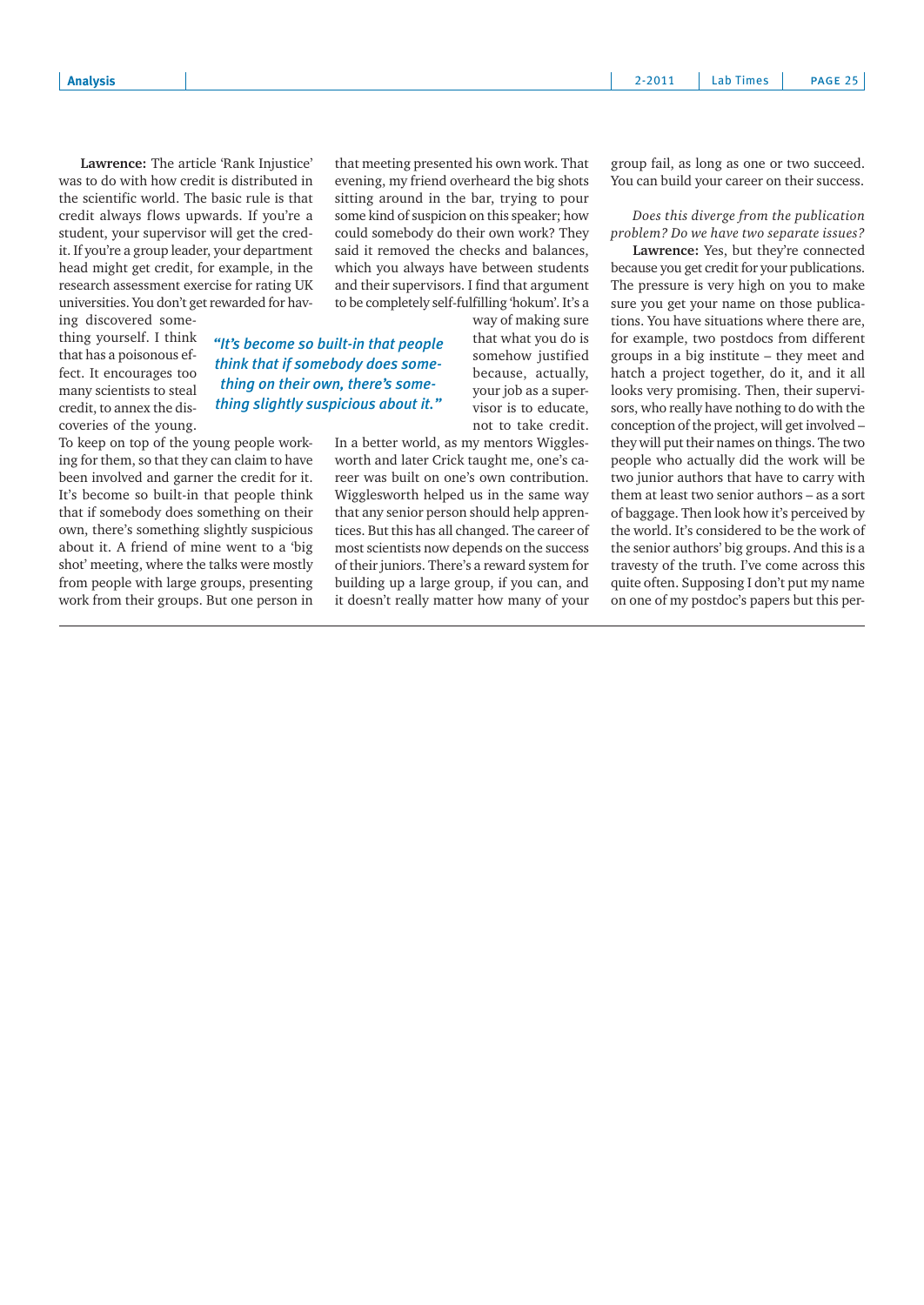**Lawrence:** The article 'Rank Injustice' was to do with how credit is distributed in the scientific world. The basic rule is that credit always flows upwards. If you're a student, your supervisor will get the credit. If you're a group leader, your department head might get credit, for example, in the research assessment exercise for rating UK universities. You don't get rewarded for having discovered something yourself. I think that has a poisonous effect. It encourages too many scientists to steal credit, to annex the discoveries of the young. To keep on top of the young people working for them, so that they can claim to have been involved and garner the credit for it. It's become so built-in that people think that if somebody does something on their own, there's something slightly suspicious about it. A friend of mine went to a 'big shot' meeting, where the talks were mostly from people with large groups, presenting work from their groups. But one person in that meeting presented his own work. That evening, my friend overheard the big shots sitting around in the bar, trying to pour some kind of suspicion on this speaker; how could somebody do their own work? They said it removed the checks and balances, which you always have between students and their supervisors. I find that argument to be completely self-fulfilling 'hokum'. It's a way of making sure that what you do is somehow justified because, actually, your job as a supervisor is to educate, not to take credit.

*"It's become so built-in that people think that if somebody does something on their own, there's something slightly suspicious about it."*

In a better world, as my mentors Wigglesworth and later Crick taught me, one's career was built on one's own contribution. Wigglesworth helped us in the same way that any senior person should help apprentices. But this has all changed. The career of most scientists now depends on the success of their juniors. There's a reward system for building up a large group, if you can, and it doesn't really matter how many of your group fail, as long as one or two succeed. You can build your career on their success.

*Does this diverge from the publication problem? Do we have two separate issues?*

**Lawrence:** Yes, but they're connected because you get credit for your publications. The pressure is very high on you to make sure you get your name on those publications. You have situations where there are, for example, two postdocs from different groups in a big institute – they meet and hatch a project together, do it, and it all looks very promising. Then, their supervisors, who really have nothing to do with the conception of the project, will get involved – they will put their names on things. The two people who actually did the work will be two junior authors that have to carry with them at least two senior authors – as a sort of baggage. Then look how it's perceived by the world. It's considered to be the work of the senior authors' big groups. And this is a travesty of the truth. I've come across this quite often. Supposing I don't put my name on one of my postdoc's papers but this per-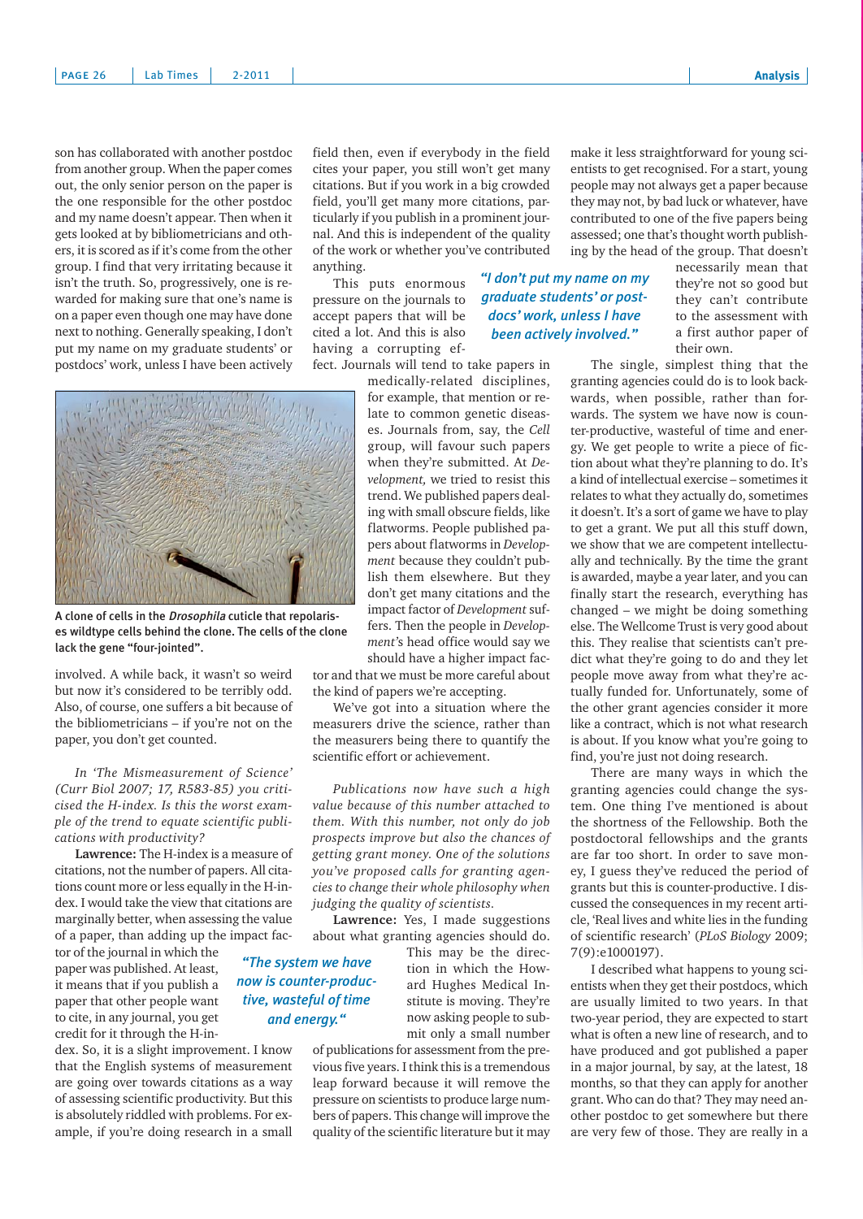son has collaborated with another postdoc from another group. When the paper comes out, the only senior person on the paper is the one responsible for the other postdoc and my name doesn't appear. Then when it gets looked at by bibliometricians and others, it is scored as if it's come from the other group. I find that very irritating because it isn't the truth. So, progressively, one is rewarded for making sure that one's name is on a paper even though one may have done next to nothing. Generally speaking, I don't put my name on my graduate students' or postdocs' work, unless I have been actively involved. A while back, it wasn't so weird but now it's considered to be terribly odd. Also, of course, one suffers a bit because of the bibliometricians – if you're not on the paper, you don't get counted.

A clone of cells in the *Drosophila* cuticle that repolarises wildtype cells behind the clone. The cells of the clone lack the gene "four-jointed".

*In 'The Mismeasurement of Science' (Curr Biol 2007; 17, R583-85) you criticised the H-index. Is this the worst example of the trend to equate scientific publications with productivity?*

**Lawrence:** The H-index is a measure of citations, not the number of papers. All citations count more or less equally in the H-index. I would take the view that citations are marginally better, when assessing the value of a paper, than adding up the impact factor of the journal in which the paper was published. At least, it means that if you publish a paper that other people want to cite, in any journal, you get credit for it through the H-index. So, it is a slight improvement. I know that the English systems of measurement are going over towards citations as a way of assessing scientific productivity. But this is absolutely riddled with problems. For example, if you're doing research in a small field then, even if everybody in the field cites your paper, you still won't get many citations. But if you work in a big crowded field, you'll get many more citations, particularly if you publish in a prominent journal. And this is independent of the quality of the work or whether you've contributed anything.

This puts enormous pressure on the journals to accept papers that will be cited a lot. And this is also having a corrupting effect. Journals will tend to take papers in medically-related disciplines, for example, that mention or relate to common genetic diseases. Journals from, say, the *Cell* group, will favour such papers when they're submitted. At *Development,* we tried to resist this trend. We published papers dealing with small obscure fields, like flatworms. People published papers about flatworms in *Development* because they couldn't publish them elsewhere. But they don't get many citations and the impact factor of *Development* suffers. Then the people in *Development's* head office would say we should have a higher impact factor and that we must be more careful about the kind of papers we're accepting.

We've got into a situation where the measurers drive the science, rather than the measurers being there to quantify the scientific effort or achievement.

> "I don't put my name on my graduate students' or postdocs' work, unless I have been actively involved."

*Publications now have such a high value because of this number attached to them. With this number, not only do job prospects improve but also the chances of getting grant money. One of the solutions you've proposed calls for granting agencies to change their whole philosophy when judging the quality of scientists.*

**Lawrence:** Yes, I made suggestions about what granting agencies should do. This may be the direction in which the Howard Hughes Medical Institute is moving. They're now asking people to submit only a small number of publications for assessment from the previous five years. I think this is a tremendous leap forward because it will remove the pressure on scientists to produce large numbers of papers. This change will improve the quality of the scientific literature but it may make it less straightforward for young scientists to get recognised. For a start, young people may not always get a paper because they may not, by bad luck or whatever, have contributed to one of the five papers being assessed; one that's thought worth publishing by the head of the group. That doesn't necessarily mean that they're not so good but they can't contribute to the assessment with a first author paper of their own.

> "The system we have now is counter-productive, wasteful of time and energy."

The single, simplest thing that the granting agencies could do is to look backwards, when possible, rather than forwards. The system we have now is counter-productive, wasteful of time and energy. We get people to write a piece of fiction about what they're planning to do. It's a kind of intellectual exercise – sometimes it relates to what they actually do, sometimes it doesn't. It's a sort of game we have to play to get a grant. We put all this stuff down, we show that we are competent intellectually and technically. By the time the grant is awarded, maybe a year later, and you can finally start the research, everything has changed – we might be doing something else. The Wellcome Trust is very good about this. They realise that scientists can't predict what they're going to do and they let people move away from what they're actually funded for. Unfortunately, some of the other grant agencies consider it more like a contract, which is not what research is about. If you know what you're going to find, you're just not doing research.

There are many ways in which the granting agencies could change the system. One thing I've mentioned is about the shortness of the Fellowship. Both the postdoctoral fellowships and the grants are far too short. In order to save money, I guess they've reduced the period of grants but this is counter-productive. I discussed the consequences in my recent article, 'Real lives and white lies in the funding of scientific research' (*PLoS Biology* 2009; 7(9):e1000197).

I described what happens to young scientists when they get their postdocs, which are usually limited to two years. In that two-year period, they are expected to start what is often a new line of research, and to have produced and got published a paper in a major journal, by say, at the latest, 18 months, so that they can apply for another grant. Who can do that? They may need another postdoc to get somewhere but there are very few of those. They are really in a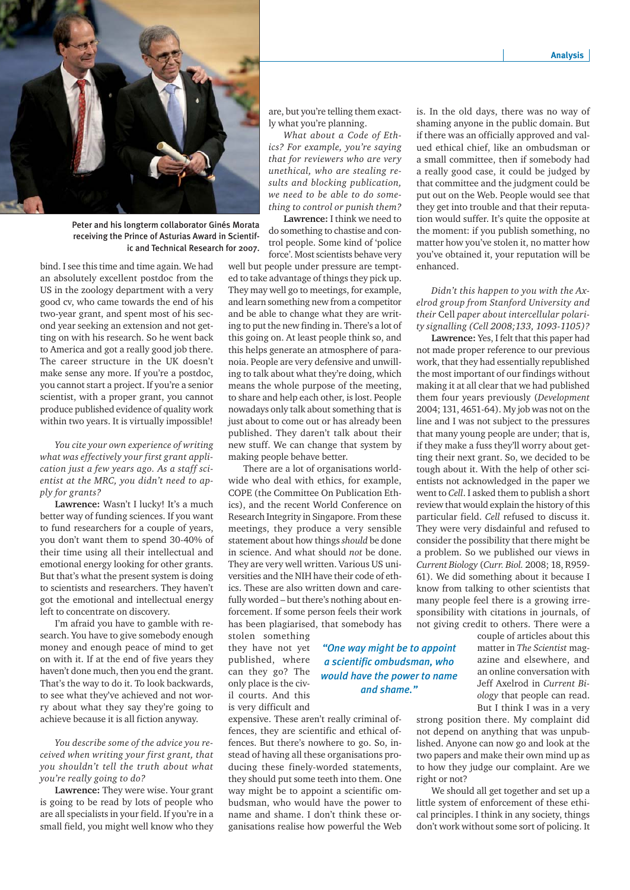Peter and his longterm collaborator Ginés Morata receiving the Prince of Asturias Award in Scientific and Technical Research for 2007.

bind. I see this time and time again. We had an absolutely excellent postdoc from the US in the zoology department with a very good cv, who came towards the end of his two-year grant, and spent most of his second year seeking an extension and not getting on with his research. So he went back to America and got a really good job there. The career structure in the UK doesn't make sense any more. If you're a postdoc, you cannot start a project. If you're a senior scientist, with a proper grant, you cannot produce published evidence of quality work within two years. It is virtually impossible!

*You cite your own experience of writing what was effectively your first grant application just a few years ago. As a staff scientist at the MRC, you didn't need to apply for grants?*

**Lawrence:** Wasn't I lucky! It's a much better way of funding sciences. If you want to fund researchers for a couple of years, you don't want them to spend 30-40% of their time using all their intellectual and emotional energy looking for other grants. But that's what the present system is doing to scientists and researchers. They haven't got the emotional and intellectual energy left to concentrate on discovery.

I'm afraid you have to gamble with research. You have to give somebody enough money and enough peace of mind to get on with it. If at the end of five years they haven't done much, then you end the grant. That's the way to do it. To look backwards, to see what they've achieved and not worry about what they say they're going to achieve because it is all fiction anyway.

*You describe some of the advice you received when writing your first grant, that you shouldn't tell the truth about what you're really going to do?*

**Lawrence:** They were wise. Your grant is going to be read by lots of people who are all specialists in your field. If you're in a small field, you might well know who they are, but you're telling them exactly what you're planning.

*What about a Code of Ethics? For example, you're saying that for reviewers who are very unethical, who are stealing results and blocking publication, we need to be able to do something to control or punish them?*

**Lawrence:** I think we need to do something to chastise and control people. Some kind of 'police force'. Most scientists behave very well but people under pressure are tempted to take advantage of things they pick up. They may well go to meetings, for example, and learn something new from a competitor and be able to change what they are writing to put the new finding in. There's a lot of this going on. At least people think so, and this helps generate an atmosphere of paranoia. People are very defensive and unwilling to talk about what they're doing, which means the whole purpose of the meeting, to share and help each other, is lost. People nowadays only talk about something that is just about to come out or has already been published. They daren't talk about their new stuff. We can change that system by making people behave better.

There are a lot of organisations worldwide who deal with ethics, for example, COPE (the Committee On Publication Ethics), and the recent World Conference on Research Integrity in Singapore. From these meetings, they produce a very sensible statement about how things *should* be done in science. And what should *not* be done. They are very well written. Various US universities and the NIH have their code of ethics. These are also written down and carefully worded – but there's nothing about enforcement. If some person feels their work has been plagiarised, that somebody has stolen something they have not yet published, where can they go? The only place is the civil courts. And this is very difficult and expensive. These aren't really criminal offences, they are scientific and ethical offences. But there's nowhere to go. So, instead of having all these organisations producing these finely-worded statements, they should put some teeth into them. One way might be to appoint a scientific ombudsman, who would have the power to name and shame. I don't think these organisations realise how powerful the Web is. In the old days, there was no way of shaming anyone in the public domain. But if there was an officially approved and valued ethical chief, like an ombudsman or a small committee, then if somebody had a really good case, it could be judged by that committee and the judgment could be put out on the Web. People would see that they get into trouble and that their reputation would suffer. It's quite the opposite at the moment: if you publish something, no matter how you've stolen it, no matter how you've obtained it, your reputation will be enhanced.

> *"One way might be to appoint a scientific ombudsman, who would have the power to name and shame."*

*Didn't this happen to you with the Axelrod group from Stanford University and their* Cell *paper about intercellular polarity signalling (Cell 2008;133, 1093-1105)?*

**Lawrence:** Yes, I felt that this paper had not made proper reference to our previous work, that they had essentially republished the most important of our findings without making it at all clear that we had published them four years previously (*Development* 2004; 131, 4651-64). My job was not on the line and I was not subject to the pressures that many young people are under; that is, if they make a fuss they'll worry about getting their next grant. So, we decided to be tough about it. With the help of other scientists not acknowledged in the paper we went to *Cell*. I asked them to publish a short review that would explain the history of this particular field. *Cell* refused to discuss it. They were very disdainful and refused to consider the possibility that there might be a problem. So we published our views in *Current Biology* (*Curr. Biol.* 2008; 18, R959-61). We did something about it because I know from talking to other scientists that many people feel there is a growing irresponsibility with citations in journals, of not giving credit to others. There were a couple of articles about this matter in *The Scientist* magazine and elsewhere, and an online conversation with Jeff Axelrod in *Current Biology* that people can read. But I think I was in a very strong position there. My complaint did not depend on anything that was unpublished. Anyone can now go and look at the two papers and make their own mind up as to how they judge our complaint. Are we right or not?

We should all get together and set up a little system of enforcement of these ethical principles. I think in any society, things don't work without some sort of policing. It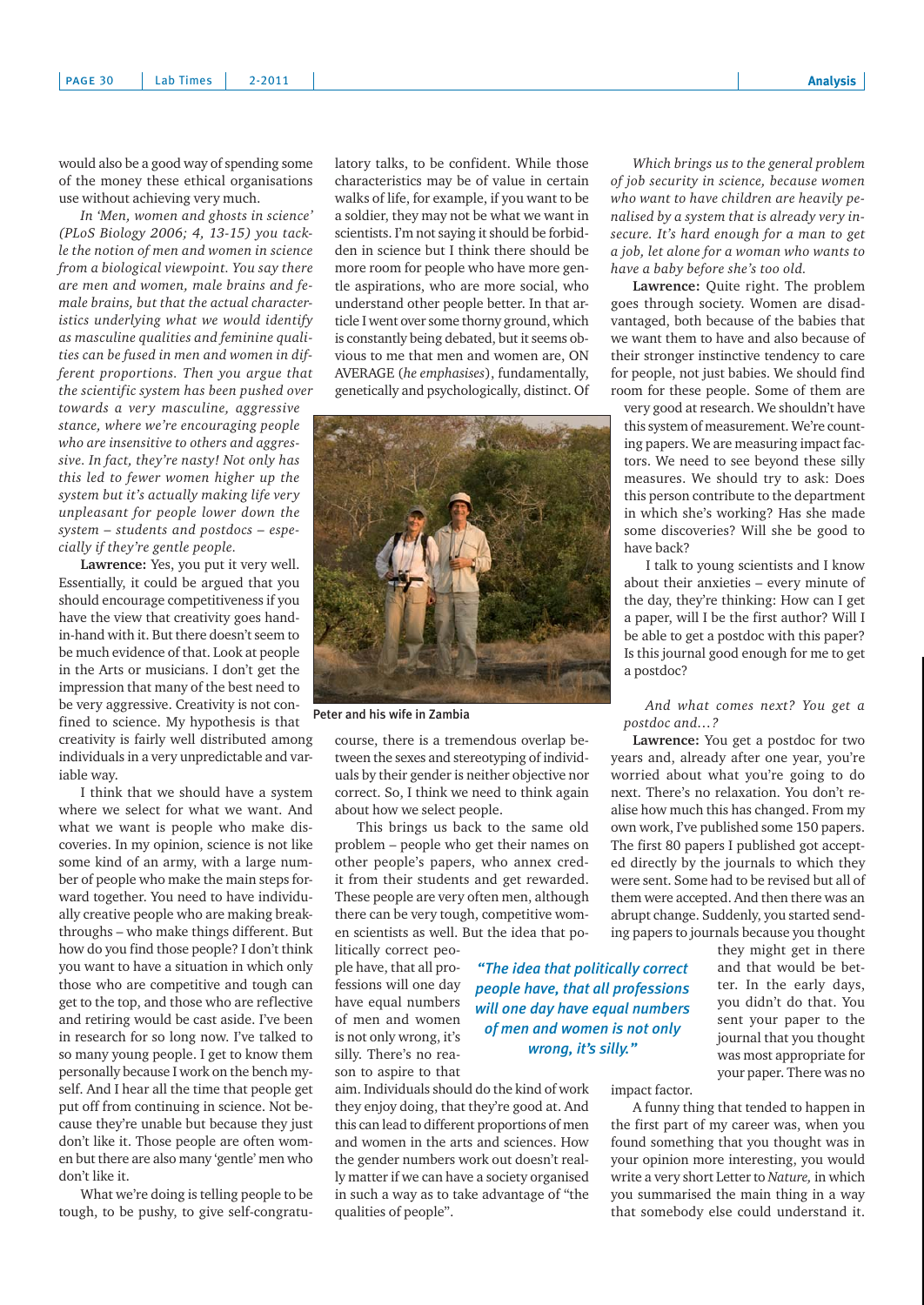would also be a good way of spending some of the money these ethical organisations use without achieving very much.

*In 'Men, women and ghosts in science' (PLoS Biology 2006; 4, 13-15) you tackle the notion of men and women in science from a biological viewpoint. You say there are men and women, male brains and female brains, but that the actual characteristics underlying what we would identify as masculine qualities and feminine qualities can be fused in men and women in different proportions. Then you argue that the scientific system has been pushed over towards a very masculine, aggressive stance, where we're encouraging people who are insensitive to others and aggressive. In fact, they're nasty! Not only has this led to fewer women higher up the system but it's actually making life very unpleasant for people lower down the system – students and postdocs – especially if they're gentle people.*

**Lawrence:** Yes, you put it very well. Essentially, it could be argued that you should encourage competitiveness if you have the view that creativity goes hand-in-hand with it. But there doesn't seem to be much evidence of that. Look at people in the Arts or musicians. I don't get the impression that many of the best need to be very aggressive. Creativity is not confined to science. My hypothesis is that creativity is fairly well distributed among individuals in a very unpredictable and variable way.

I think that we should have a system where we select for what we want. And what we want is people who make discoveries. In my opinion, science is not like some kind of an army, with a large number of people who make the main steps forward together. You need to have individually creative people who are making breakthroughs – who make things different. But how do you find those people? I don't think you want to have a situation in which only those who are competitive and tough can get to the top, and those who are reflective and retiring would be cast aside. I've been in research for so long now. I've talked to so many young people. I get to know them personally because I work on the bench myself. And I hear all the time that people get put off from continuing in science. Not because they're unable but because they just don't like it. Those people are often women but there are also many 'gentle' men who don't like it.

What we're doing is telling people to be tough, to be pushy, to give self-congratulatory talks, to be confident. While those characteristics may be of value in certain walks of life, for example, if you want to be a soldier, they may not be what we want in scientists. I'm not saying it should be forbidden in science but I think there should be more room for people who have more gentle aspirations, who are more social, who understand other people better. In that article I went over some thorny ground, which is constantly being debated, but it seems obvious to me that men and women are, ON AVERAGE (*he emphasises*), fundamentally, genetically and psychologically, distinct. Of course, there is a tremendous overlap between the sexes and stereotyping of individuals by their gender is neither objective nor correct. So, I think we need to think again about how we select people.

Peter and his wife in Zambia

This brings us back to the same old problem – people who get their names on other people's papers, who annex credit from their students and get rewarded. These people are very often men, although there can be very tough, competitive women scientists as well. But the idea that politically correct people have, that all professions will one day have equal numbers of men and women is not only wrong, it's silly. There's no reason to aspire to that aim. Individuals should do the kind of work they enjoy doing, that they're good at. And this can lead to different proportions of men and women in the arts and sciences. How the gender numbers work out doesn't really matter if we can have a society organised in such a way as to take advantage of "the qualities of people".

> *"The idea that politically correct people have, that all professions will one day have equal numbers of men and women is not only wrong, it's silly."*

*Which brings us to the general problem of job security in science, because women who want to have children are heavily penalised by a system that is already very insecure. It's hard enough for a man to get a job, let alone for a woman who wants to have a baby before she's too old.*

**Lawrence:** Quite right. The problem goes through society. Women are disadvantaged, both because of the babies that we want them to have and also because of their stronger instinctive tendency to care for people, not just babies. We should find room for these people. Some of them are very good at research. We shouldn't have this system of measurement. We're counting papers. We are measuring impact factors. We need to see beyond these silly measures. We should try to ask: Does this person contribute to the department in which she's working? Has she made some discoveries? Will she be good to have back?

I talk to young scientists and I know about their anxieties – every minute of the day, they're thinking: How can I get a paper, will I be the first author? Will I be able to get a postdoc with this paper? Is this journal good enough for me to get a postdoc?

*And what comes next? You get a postdoc and…?*

**Lawrence:** You get a postdoc for two years and, already after one year, you're worried about what you're going to do next. There's no relaxation. You don't realise how much this has changed. From my own work, I've published some 150 papers. The first 80 papers I published got accepted directly by the journals to which they were sent. Some had to be revised but all of them were accepted. And then there was an abrupt change. Suddenly, you started sending papers to journals because you thought they might get in there and that would be better. In the early days, you didn't do that. You sent your paper to the journal that you thought was most appropriate for your paper. There was no impact factor.

A funny thing that tended to happen in the first part of my career was, when you found something that you thought was in your opinion more interesting, you would write a very short Letter to *Nature,* in which you summarised the main thing in a way that somebody else could understand it.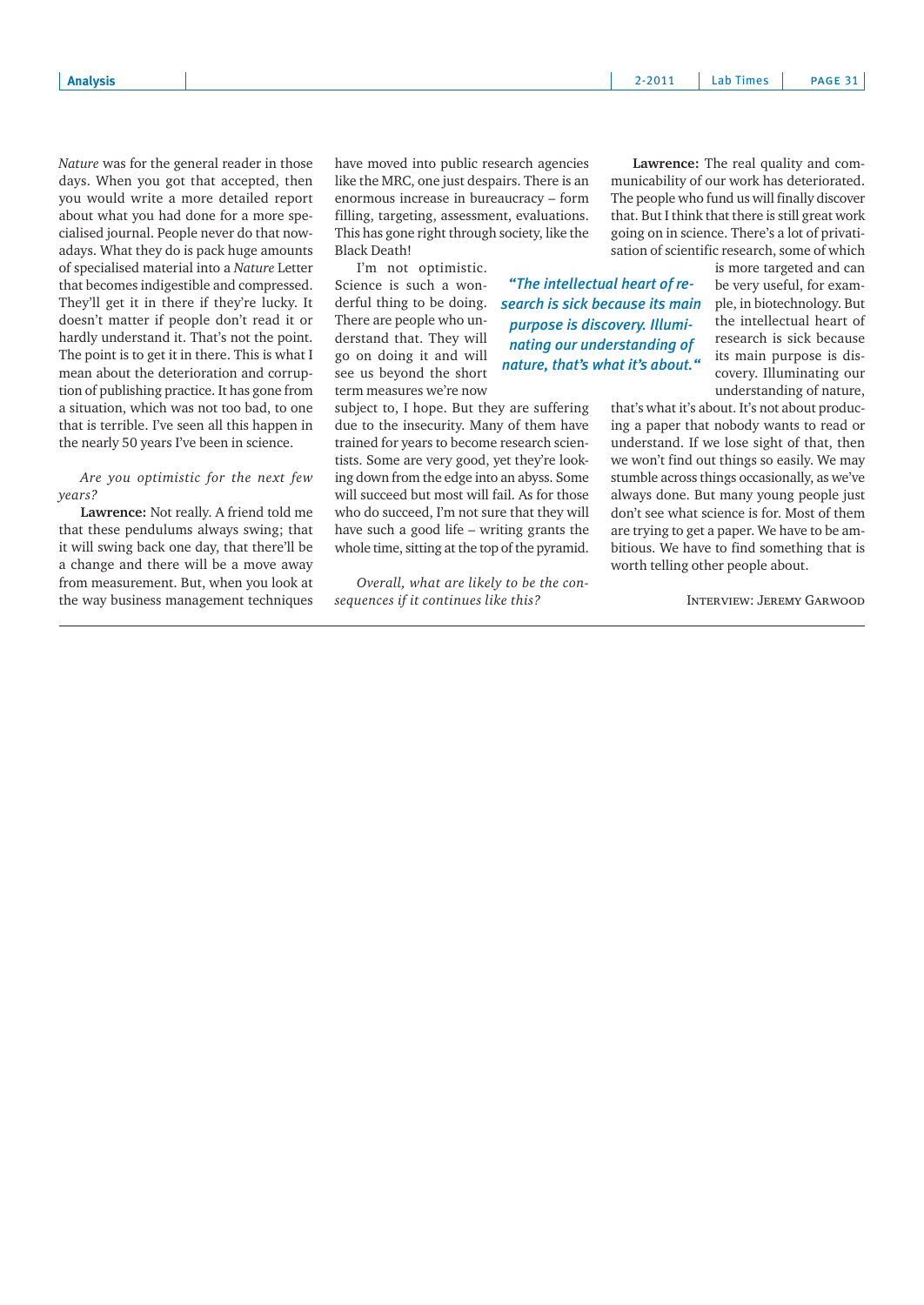*Nature* was for the general reader in those days. When you got that accepted, then you would write a more detailed report about what you had done for a more specialised journal. People never do that nowadays. What they do is pack huge amounts of specialised material into a *Nature* Letter that becomes indigestible and compressed. They'll get it in there if they're lucky. It doesn't matter if people don't read it or hardly understand it. That's not the point. The point is to get it in there. This is what I mean about the deterioration and corruption of publishing practice. It has gone from a situation, which was not too bad, to one that is terrible. I've seen all this happen in the nearly 50 years I've been in science.

*Are you optimistic for the next few years?*

**Lawrence:** Not really. A friend told me that these pendulums always swing; that it will swing back one day, that there'll be a change and there will be a move away from measurement. But, when you look at the way business management techniques have moved into public research agencies like the MRC, one just despairs. There is an enormous increase in bureaucracy – form filling, targeting, assessment, evaluations. This has gone right through society, like the Black Death!

I'm not optimistic. Science is such a wonderful thing to be doing. There are people who understand that. They will go on doing it and will see us beyond the short term measures we're now subject to, I hope. But they are suffering due to the insecurity. Many of them have trained for years to become research scientists. Some are very good, yet they're looking down from the edge into an abyss. Some will succeed but most will fail. As for those who do succeed, I'm not sure that they will have such a good life – writing grants the whole time, sitting at the top of the pyramid.

*Overall, what are likely to be the consequences if it continues like this?*

**Lawrence:** The real quality and communicability of our work has deteriorated. The people who fund us will finally discover that. But I think that there is still great work going on in science. There's a lot of privatisation of scientific research, some of which is more targeted and can be very useful, for example, in biotechnology. But the intellectual heart of research is sick because its main purpose is discovery. Illuminating our understanding of nature, that's what it's about. It's not about producing a paper that nobody wants to read or understand. If we lose sight of that, then we won't find out things so easily. We may stumble across things occasionally, as we've always done. But many young people just don't see what science is for. Most of them are trying to get a paper. We have to be ambitious. We have to find something that is worth telling other people about.

> *"The intellectual heart of research is sick because its main purpose is discovery. Illuminating our understanding of nature, that's what it's about."*

Interview: Jeremy Garwood